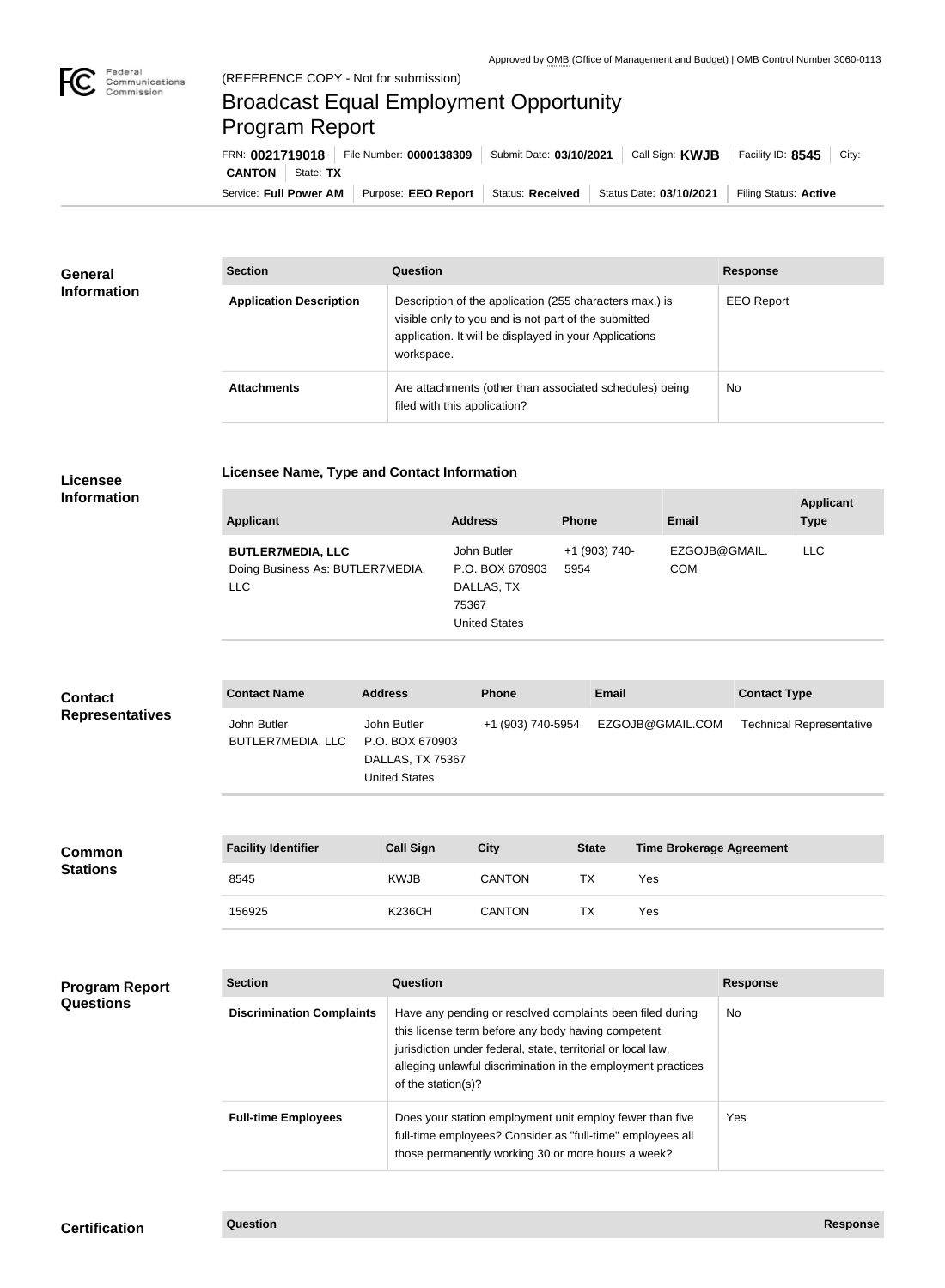Approved by OMB (Office of Management and Budget) | OMB Control Number 3060-0113

(REFERENCE COPY - Not for submission)

# Broadcast Equal Employment Opportunity Program Report

FRN: **0021719018** | File Number: **0000138309** | Submit Date: **03/10/2021** | Call Sign: **KWJB** | Facility ID: **8545** | City: **CANTON** | State: **TX**

Service: **Full Power AM** | Purpose: **EEO Report** | Status: **Received** | Status Date: **03/10/2021** | Filing Status: **Active**

## General Information

| Section | Question | Response |
| --- | --- | --- |
| **Application Description** | Description of the application (255 characters max.) is visible only to you and is not part of the submitted application. It will be displayed in your Applications workspace. | EEO Report |
| **Attachments** | Are attachments (other than associated schedules) being filed with this application? | No |

## Licensee Information

**Licensee Name, Type and Contact Information**

| Applicant | Address | Phone | Email | Applicant Type |
| --- | --- | --- | --- | --- |
| **BUTLER7MEDIA, LLC** Doing Business As: BUTLER7MEDIA, LLC | John Butler P.O. BOX 670903 DALLAS, TX 75367 United States | +1 (903) 740-5954 | EZGOJB@GMAIL.COM | LLC |

## Contact Representatives

| Contact Name | Address | Phone | Email | Contact Type |
| --- | --- | --- | --- | --- |
| John Butler BUTLER7MEDIA, LLC | John Butler P.O. BOX 670903 DALLAS, TX 75367 United States | +1 (903) 740-5954 | EZGOJB@GMAIL.COM | Technical Representative |

## Common Stations

| Facility Identifier | Call Sign | City | State | Time Brokerage Agreement |
| --- | --- | --- | --- | --- |
| 8545 | KWJB | CANTON | TX | Yes |
| 156925 | K236CH | CANTON | TX | Yes |

## Program Report Questions

| Section | Question | Response |
| --- | --- | --- |
| **Discrimination Complaints** | Have any pending or resolved complaints been filed during this license term before any body having competent jurisdiction under federal, state, territorial or local law, alleging unlawful discrimination in the employment practices of the station(s)? | No |
| **Full-time Employees** | Does your station employment unit employ fewer than five full-time employees? Consider as "full-time" employees all those permanently working 30 or more hours a week? | Yes |

## Certification

| Question | Response |
| --- | --- |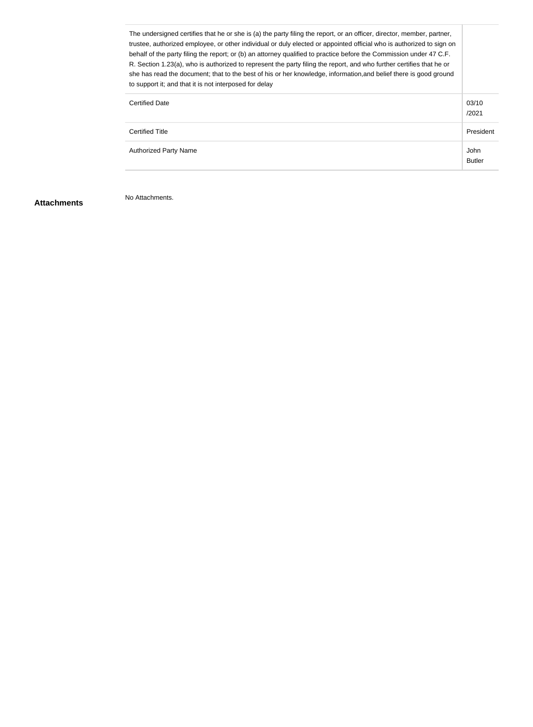| | |
|---|---|
| The undersigned certifies that he or she is (a) the party filing the report, or an officer, director, member, partner, trustee, authorized employee, or other individual or duly elected or appointed official who is authorized to sign on behalf of the party filing the report; or (b) an attorney qualified to practice before the Commission under 47 C.F. R. Section 1.23(a), who is authorized to represent the party filing the report, and who further certifies that he or she has read the document; that to the best of his or her knowledge, information,and belief there is good ground to support it; and that it is not interposed for delay | |
| Certified Date | 03/10/2021 |
| Certified Title | President |
| Authorized Party Name | John Butler |

**Attachments**

No Attachments.